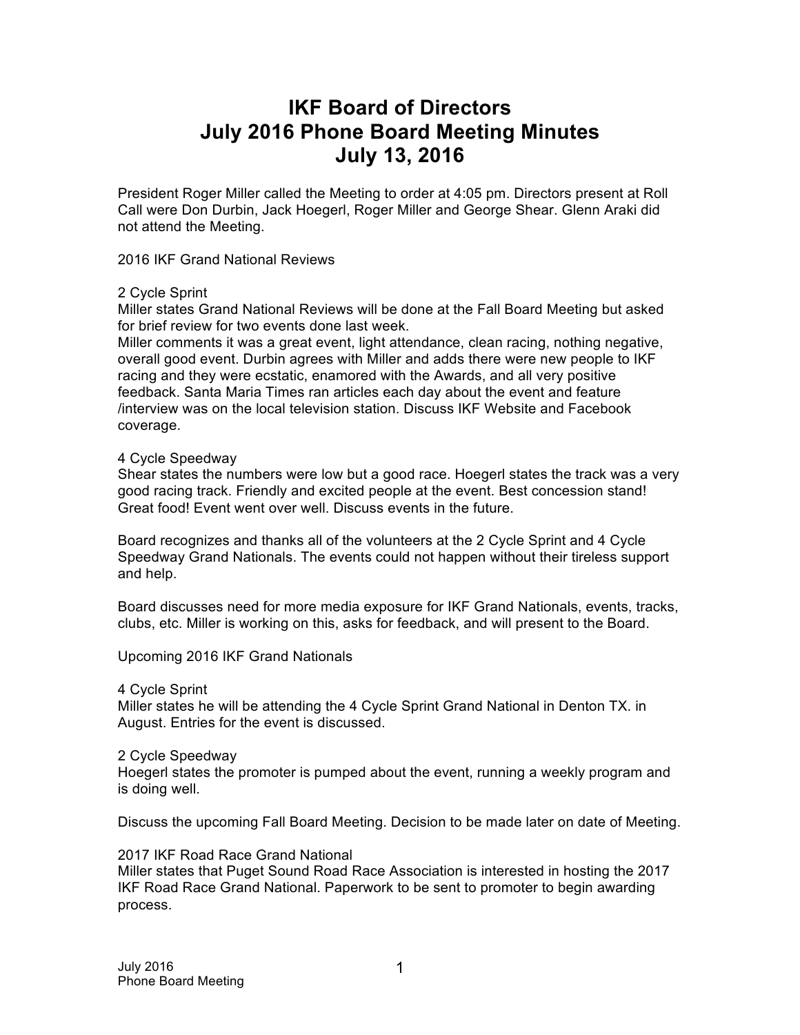# IKF Board of Directors
# July 2016 Phone Board Meeting Minutes
# July 13, 2016

President Roger Miller called the Meeting to order at 4:05 pm. Directors present at Roll Call were Don Durbin, Jack Hoegerl, Roger Miller and George Shear. Glenn Araki did not attend the Meeting.

2016 IKF Grand National Reviews

2 Cycle Sprint
Miller states Grand National Reviews will be done at the Fall Board Meeting but asked for brief review for two events done last week.
Miller comments it was a great event, light attendance, clean racing, nothing negative, overall good event. Durbin agrees with Miller and adds there were new people to IKF racing and they were ecstatic, enamored with the Awards, and all very positive feedback. Santa Maria Times ran articles each day about the event and feature /interview was on the local television station. Discuss IKF Website and Facebook coverage.

4 Cycle Speedway
Shear states the numbers were low but a good race. Hoegerl states the track was a very good racing track. Friendly and excited people at the event. Best concession stand! Great food! Event went over well. Discuss events in the future.

Board recognizes and thanks all of the volunteers at the 2 Cycle Sprint and 4 Cycle Speedway Grand Nationals. The events could not happen without their tireless support and help.

Board discusses need for more media exposure for IKF Grand Nationals, events, tracks, clubs, etc. Miller is working on this, asks for feedback, and will present to the Board.

Upcoming 2016 IKF Grand Nationals

4 Cycle Sprint
Miller states he will be attending the 4 Cycle Sprint Grand National in Denton TX. in August. Entries for the event is discussed.

2 Cycle Speedway
Hoegerl states the promoter is pumped about the event, running a weekly program and is doing well.

Discuss the upcoming Fall Board Meeting. Decision to be made later on date of Meeting.

2017 IKF Road Race Grand National
Miller states that Puget Sound Road Race Association is interested in hosting the 2017 IKF Road Race Grand National. Paperwork to be sent to promoter to begin awarding process.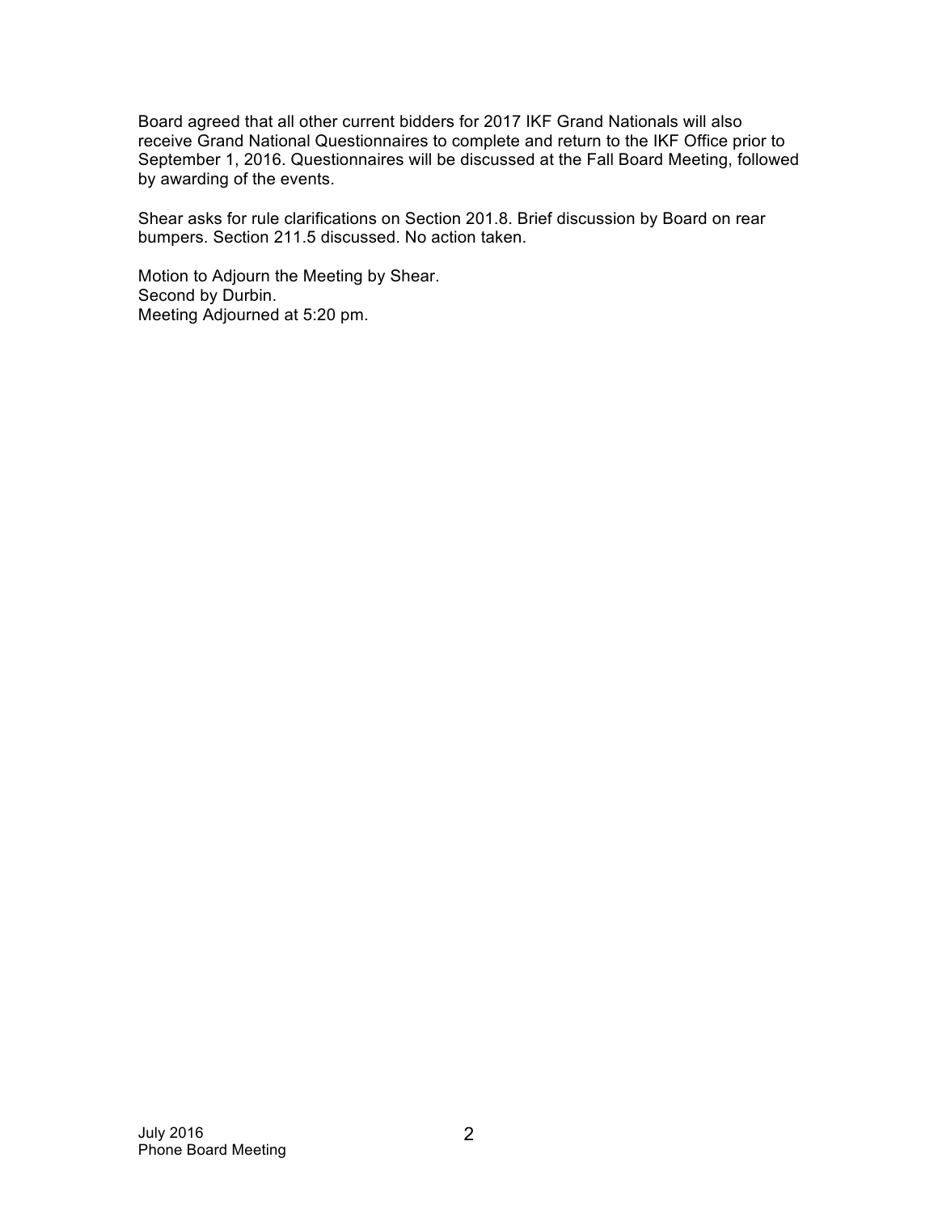Board agreed that all other current bidders for 2017 IKF Grand Nationals will also receive Grand National Questionnaires to complete and return to the IKF Office prior to September 1, 2016. Questionnaires will be discussed at the Fall Board Meeting, followed by awarding of the events.

Shear asks for rule clarifications on Section 201.8. Brief discussion by Board on rear bumpers. Section 211.5 discussed. No action taken.

Motion to Adjourn the Meeting by Shear.
Second by Durbin.
Meeting Adjourned at 5:20 pm.